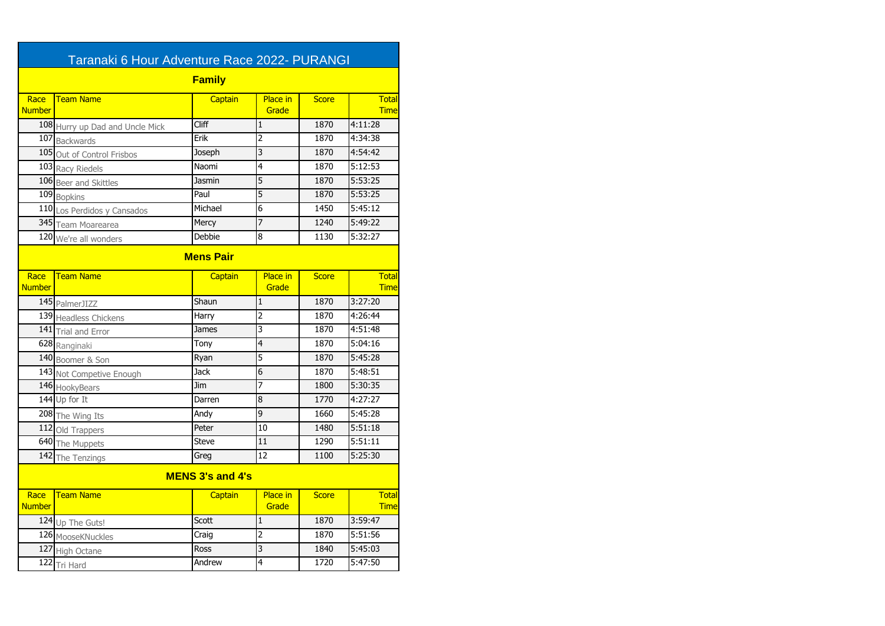# Taranaki 6 Hour Adventure Race 2022- PURANGI

## Family

| Race Number | Team Name | Captain | Place in Grade | Score | Total Time |
|---|---|---|---|---|---|
| 108 | Hurry up Dad and Uncle Mick | Cliff | 1 | 1870 | 4:11:28 |
| 107 | Backwards | Erik | 2 | 1870 | 4:34:38 |
| 105 | Out of Control Frisbos | Joseph | 3 | 1870 | 4:54:42 |
| 103 | Racy Riedels | Naomi | 4 | 1870 | 5:12:53 |
| 106 | Beer and Skittles | Jasmin | 5 | 1870 | 5:53:25 |
| 109 | Bopkins | Paul | 5 | 1870 | 5:53:25 |
| 110 | Los Perdidos y Cansados | Michael | 6 | 1450 | 5:45:12 |
| 345 | Team Moarearea | Mercy | 7 | 1240 | 5:49:22 |
| 120 | We're all wonders | Debbie | 8 | 1130 | 5:32:27 |

## Mens Pair

| Race Number | Team Name | Captain | Place in Grade | Score | Total Time |
|---|---|---|---|---|---|
| 145 | PalmerJIZZ | Shaun | 1 | 1870 | 3:27:20 |
| 139 | Headless Chickens | Harry | 2 | 1870 | 4:26:44 |
| 141 | Trial and Error | James | 3 | 1870 | 4:51:48 |
| 628 | Ranginaki | Tony | 4 | 1870 | 5:04:16 |
| 140 | Boomer & Son | Ryan | 5 | 1870 | 5:45:28 |
| 143 | Not Competive Enough | Jack | 6 | 1870 | 5:48:51 |
| 146 | HookyBears | Jim | 7 | 1800 | 5:30:35 |
| 144 | Up for It | Darren | 8 | 1770 | 4:27:27 |
| 208 | The Wing Its | Andy | 9 | 1660 | 5:45:28 |
| 112 | Old Trappers | Peter | 10 | 1480 | 5:51:18 |
| 640 | The Muppets | Steve | 11 | 1290 | 5:51:11 |
| 142 | The Tenzings | Greg | 12 | 1100 | 5:25:30 |

## MENS 3's and 4's

| Race Number | Team Name | Captain | Place in Grade | Score | Total Time |
|---|---|---|---|---|---|
| 124 | Up The Guts! | Scott | 1 | 1870 | 3:59:47 |
| 126 | MooseKNuckles | Craig | 2 | 1870 | 5:51:56 |
| 127 | High Octane | Ross | 3 | 1840 | 5:45:03 |
| 122 | Tri Hard | Andrew | 4 | 1720 | 5:47:50 |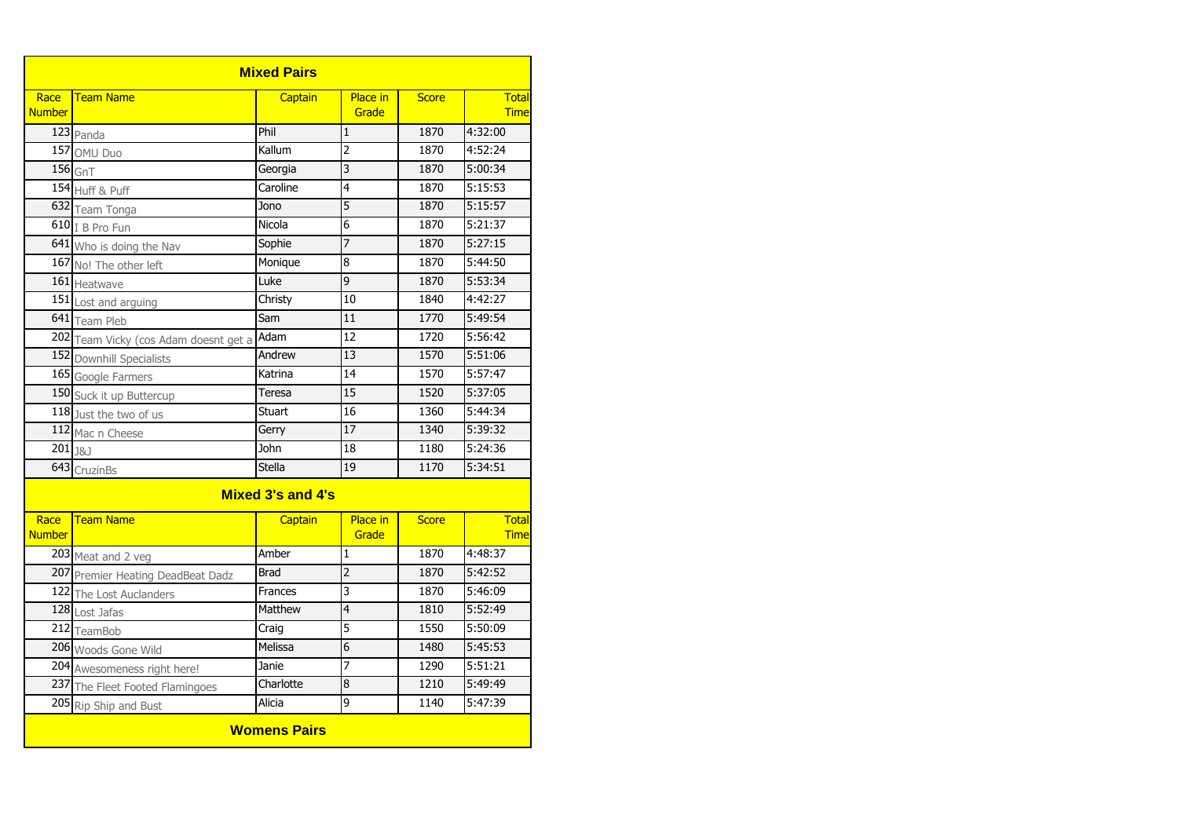## Mixed Pairs

| Race Number | Team Name | Captain | Place in Grade | Score | Total Time |
|---|---|---|---|---|---|
| 123 | Panda | Phil | 1 | 1870 | 4:32:00 |
| 157 | OMU Duo | Kallum | 2 | 1870 | 4:52:24 |
| 156 | GnT | Georgia | 3 | 1870 | 5:00:34 |
| 154 | Huff & Puff | Caroline | 4 | 1870 | 5:15:53 |
| 632 | Team Tonga | Jono | 5 | 1870 | 5:15:57 |
| 610 | I B Pro Fun | Nicola | 6 | 1870 | 5:21:37 |
| 641 | Who is doing the Nav | Sophie | 7 | 1870 | 5:27:15 |
| 167 | No! The other left | Monique | 8 | 1870 | 5:44:50 |
| 161 | Heatwave | Luke | 9 | 1870 | 5:53:34 |
| 151 | Lost and arguing | Christy | 10 | 1840 | 4:42:27 |
| 641 | Team Pleb | Sam | 11 | 1770 | 5:49:54 |
| 202 | Team Vicky (cos Adam doesnt get a | Adam | 12 | 1720 | 5:56:42 |
| 152 | Downhill Specialists | Andrew | 13 | 1570 | 5:51:06 |
| 165 | Google Farmers | Katrina | 14 | 1570 | 5:57:47 |
| 150 | Suck it up Buttercup | Teresa | 15 | 1520 | 5:37:05 |
| 118 | Just the two of us | Stuart | 16 | 1360 | 5:44:34 |
| 112 | Mac n Cheese | Gerry | 17 | 1340 | 5:39:32 |
| 201 | J&J | John | 18 | 1180 | 5:24:36 |
| 643 | CruzinBs | Stella | 19 | 1170 | 5:34:51 |

## Mixed 3's and 4's

| Race Number | Team Name | Captain | Place in Grade | Score | Total Time |
|---|---|---|---|---|---|
| 203 | Meat and 2 veg | Amber | 1 | 1870 | 4:48:37 |
| 207 | Premier Heating DeadBeat Dadz | Brad | 2 | 1870 | 5:42:52 |
| 122 | The Lost Auclanders | Frances | 3 | 1870 | 5:46:09 |
| 128 | Lost Jafas | Matthew | 4 | 1810 | 5:52:49 |
| 212 | TeamBob | Craig | 5 | 1550 | 5:50:09 |
| 206 | Woods Gone Wild | Melissa | 6 | 1480 | 5:45:53 |
| 204 | Awesomeness right here! | Janie | 7 | 1290 | 5:51:21 |
| 237 | The Fleet Footed Flamingoes | Charlotte | 8 | 1210 | 5:49:49 |
| 205 | Rip Ship and Bust | Alicia | 9 | 1140 | 5:47:39 |

## Womens Pairs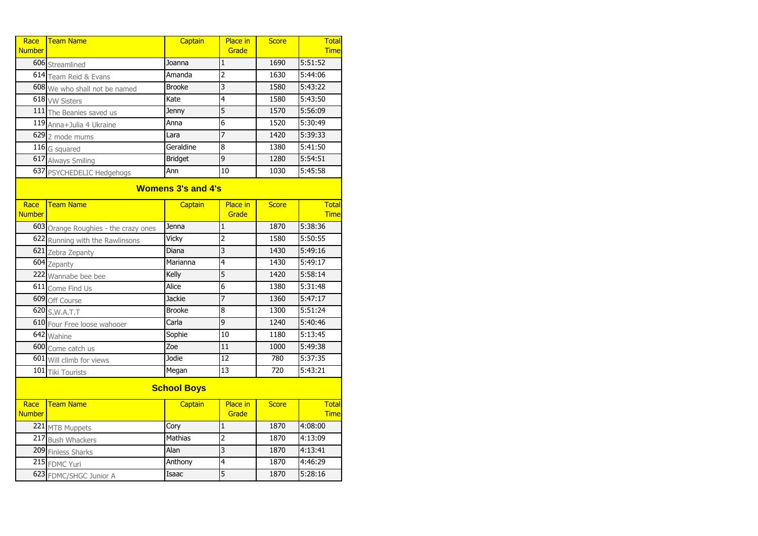| Race Number | Team Name | Captain | Place in Grade | Score | Total Time |
|---|---|---|---|---|---|
| 606 | Streamlined | Joanna | 1 | 1690 | 5:51:52 |
| 614 | Team Reid & Evans | Amanda | 2 | 1630 | 5:44:06 |
| 608 | We who shall not be named | Brooke | 3 | 1580 | 5:43:22 |
| 618 | VW Sisters | Kate | 4 | 1580 | 5:43:50 |
| 111 | The Beanies saved us | Jenny | 5 | 1570 | 5:56:09 |
| 119 | Anna+Julia 4 Ukraine | Anna | 6 | 1520 | 5:30:49 |
| 629 | 2 mode mums | Lara | 7 | 1420 | 5:39:33 |
| 116 | G squared | Geraldine | 8 | 1380 | 5:41:50 |
| 617 | Always Smiling | Bridget | 9 | 1280 | 5:54:51 |
| 637 | PSYCHEDELIC Hedgehogs | Ann | 10 | 1030 | 5:45:58 |

## Womens 3's and 4's

| Race Number | Team Name | Captain | Place in Grade | Score | Total Time |
|---|---|---|---|---|---|
| 603 | Orange Roughies - the crazy ones | Jenna | 1 | 1870 | 5:38:36 |
| 622 | Running with the Rawlinsons | Vicky | 2 | 1580 | 5:50:55 |
| 621 | Zebra Zepanty | Diana | 3 | 1430 | 5:49:16 |
| 604 | Zepanty | Marianna | 4 | 1430 | 5:49:17 |
| 222 | Wannabe bee bee | Kelly | 5 | 1420 | 5:58:14 |
| 611 | Come Find Us | Alice | 6 | 1380 | 5:31:48 |
| 609 | Off Course | Jackie | 7 | 1360 | 5:47:17 |
| 620 | S.W.A.T.T | Brooke | 8 | 1300 | 5:51:24 |
| 610 | Four Free loose wahooer | Carla | 9 | 1240 | 5:40:46 |
| 642 | Wahine | Sophie | 10 | 1180 | 5:13:45 |
| 600 | Come catch us | Zoe | 11 | 1000 | 5:49:38 |
| 601 | Will climb for views | Jodie | 12 | 780 | 5:37:35 |
| 101 | Tiki Tourists | Megan | 13 | 720 | 5:43:21 |

## School Boys

| Race Number | Team Name | Captain | Place in Grade | Score | Total Time |
|---|---|---|---|---|---|
| 221 | MTB Muppets | Cory | 1 | 1870 | 4:08:00 |
| 217 | Bush Whackers | Mathias | 2 | 1870 | 4:13:09 |
| 209 | Finless Sharks | Alan | 3 | 1870 | 4:13:41 |
| 215 | FDMC Yuri | Anthony | 4 | 1870 | 4:46:29 |
| 623 | FDMC/SHGC Junior A | Isaac | 5 | 1870 | 5:28:16 |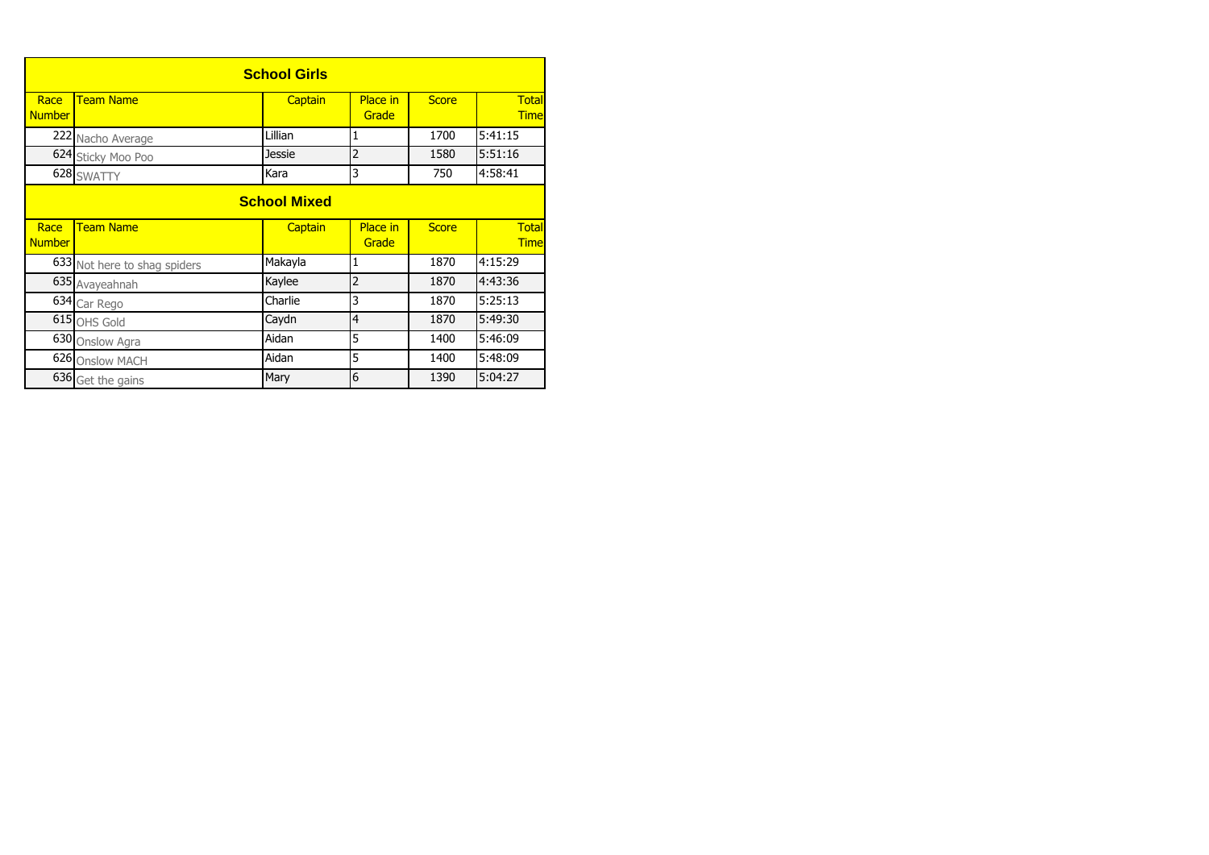## School Girls

| Race Number | Team Name | Captain | Place in Grade | Score | Total Time |
|---|---|---|---|---|---|
| 222 | Nacho Average | Lillian | 1 | 1700 | 5:41:15 |
| 624 | Sticky Moo Poo | Jessie | 2 | 1580 | 5:51:16 |
| 628 | SWATTY | Kara | 3 | 750 | 4:58:41 |

## School Mixed

| Race Number | Team Name | Captain | Place in Grade | Score | Total Time |
|---|---|---|---|---|---|
| 633 | Not here to shag spiders | Makayla | 1 | 1870 | 4:15:29 |
| 635 | Avayeahnah | Kaylee | 2 | 1870 | 4:43:36 |
| 634 | Car Rego | Charlie | 3 | 1870 | 5:25:13 |
| 615 | OHS Gold | Caydn | 4 | 1870 | 5:49:30 |
| 630 | Onslow Agra | Aidan | 5 | 1400 | 5:46:09 |
| 626 | Onslow MACH | Aidan | 5 | 1400 | 5:48:09 |
| 636 | Get the gains | Mary | 6 | 1390 | 5:04:27 |